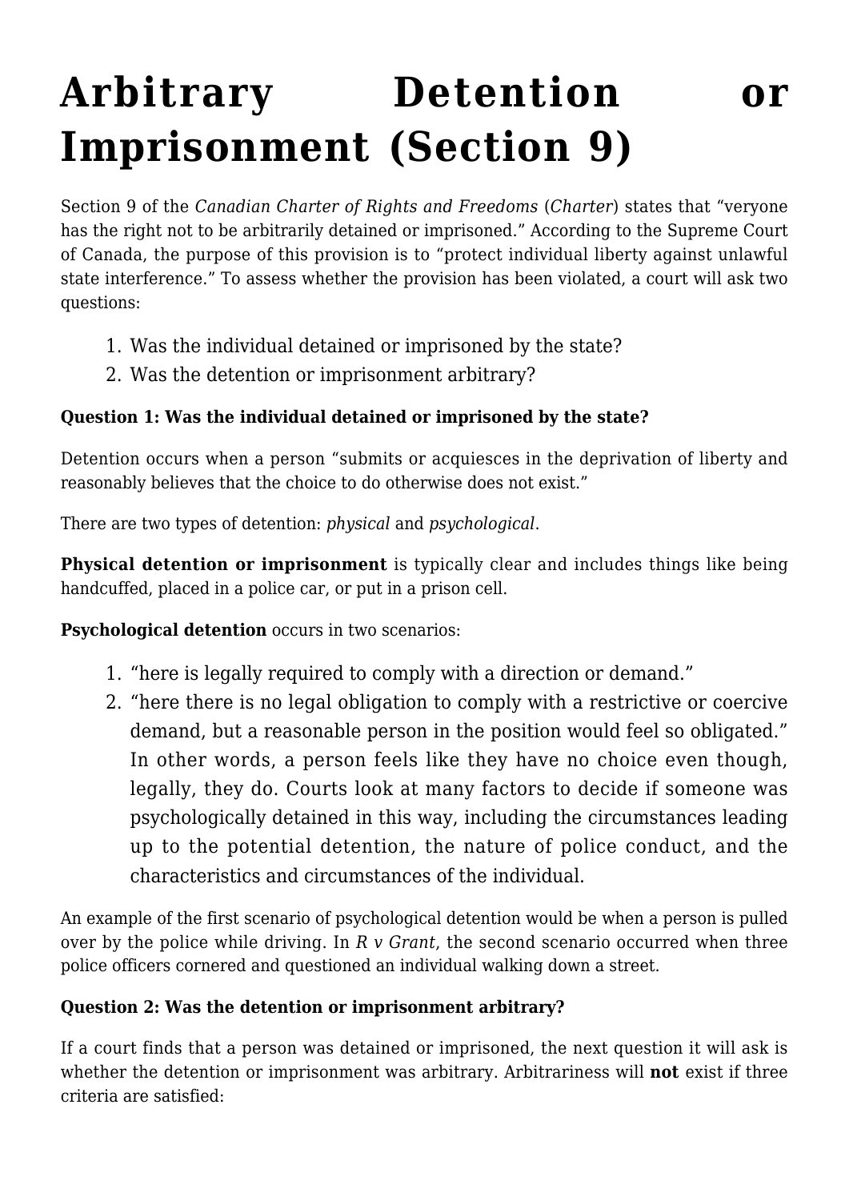# Arbitrary Detention or Imprisonment (Section 9)

Section 9 of the *Canadian Charter of Rights and Freedoms* (*Charter*) states that "veryone has the right not to be arbitrarily detained or imprisoned." According to the Supreme Court of Canada, the purpose of this provision is to "protect individual liberty against unlawful state interference." To assess whether the provision has been violated, a court will ask two questions:

1. Was the individual detained or imprisoned by the state?
2. Was the detention or imprisonment arbitrary?

**Question 1: Was the individual detained or imprisoned by the state?**

Detention occurs when a person "submits or acquiesces in the deprivation of liberty and reasonably believes that the choice to do otherwise does not exist."

There are two types of detention: *physical* and *psychological*.

**Physical detention or imprisonment** is typically clear and includes things like being handcuffed, placed in a police car, or put in a prison cell.

**Psychological detention** occurs in two scenarios:

1. "here is legally required to comply with a direction or demand."
2. "here there is no legal obligation to comply with a restrictive or coercive demand, but a reasonable person in the position would feel so obligated." In other words, a person feels like they have no choice even though, legally, they do. Courts look at many factors to decide if someone was psychologically detained in this way, including the circumstances leading up to the potential detention, the nature of police conduct, and the characteristics and circumstances of the individual.

An example of the first scenario of psychological detention would be when a person is pulled over by the police while driving. In *R v Grant*, the second scenario occurred when three police officers cornered and questioned an individual walking down a street.

**Question 2: Was the detention or imprisonment arbitrary?**

If a court finds that a person was detained or imprisoned, the next question it will ask is whether the detention or imprisonment was arbitrary. Arbitrariness will **not** exist if three criteria are satisfied: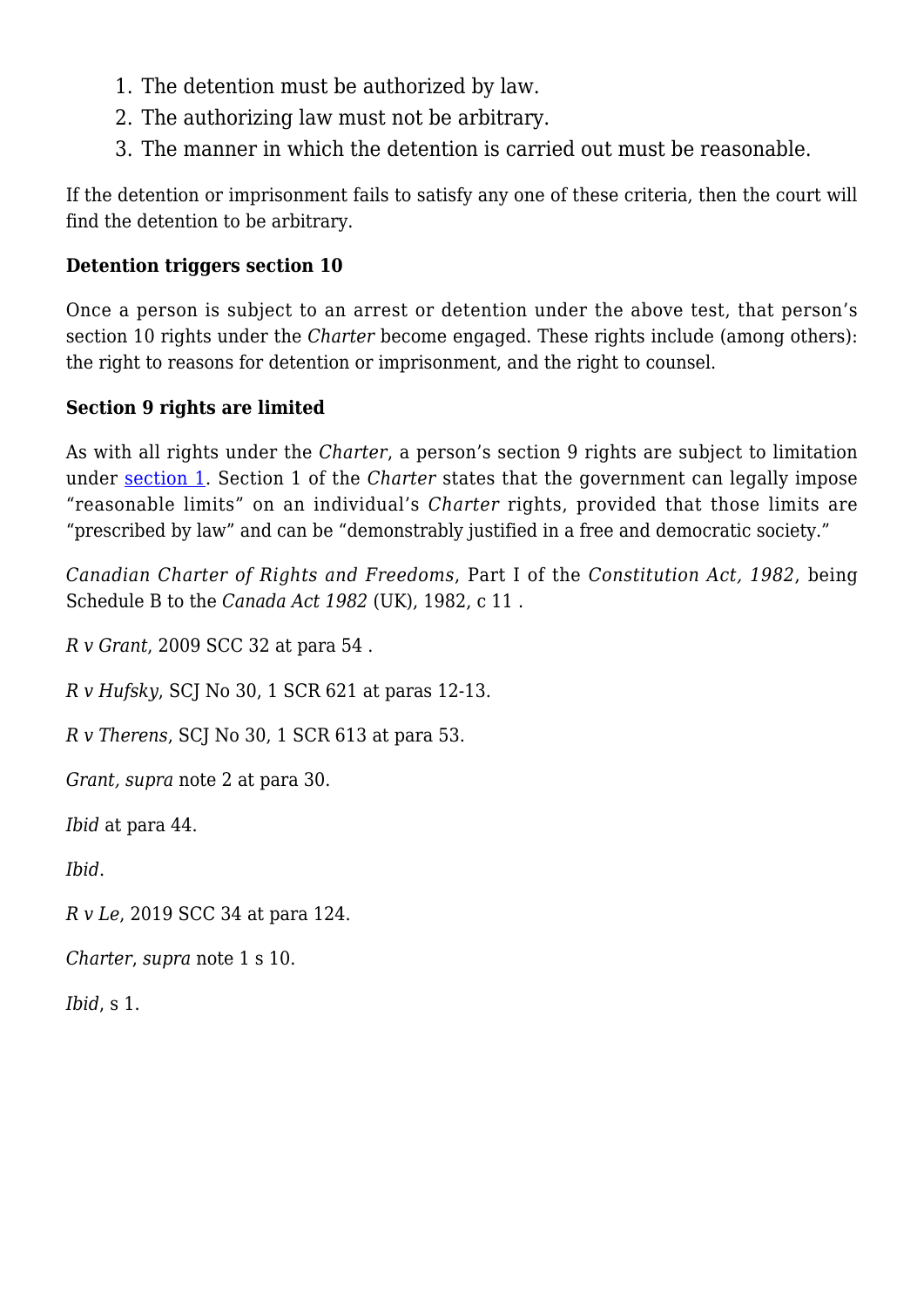1. The detention must be authorized by law.
2. The authorizing law must not be arbitrary.
3. The manner in which the detention is carried out must be reasonable.

If the detention or imprisonment fails to satisfy any one of these criteria, then the court will find the detention to be arbitrary.

**Detention triggers section 10**

Once a person is subject to an arrest or detention under the above test, that person's section 10 rights under the *Charter* become engaged. These rights include (among others): the right to reasons for detention or imprisonment, and the right to counsel.

**Section 9 rights are limited**

As with all rights under the *Charter*, a person's section 9 rights are subject to limitation under section 1. Section 1 of the *Charter* states that the government can legally impose "reasonable limits" on an individual's *Charter* rights, provided that those limits are "prescribed by law" and can be "demonstrably justified in a free and democratic society."

*Canadian Charter of Rights and Freedoms*, Part I of the *Constitution Act, 1982*, being Schedule B to the *Canada Act 1982* (UK), 1982, c 11 .

*R v Grant*, 2009 SCC 32 at para 54 .

*R v Hufsky*, SCJ No 30, 1 SCR 621 at paras 12-13.

*R v Therens*, SCJ No 30, 1 SCR 613 at para 53.

*Grant, supra* note 2 at para 30.

*Ibid* at para 44.

*Ibid*.

*R v Le*, 2019 SCC 34 at para 124.

*Charter*, *supra* note 1 s 10.

*Ibid*, s 1.